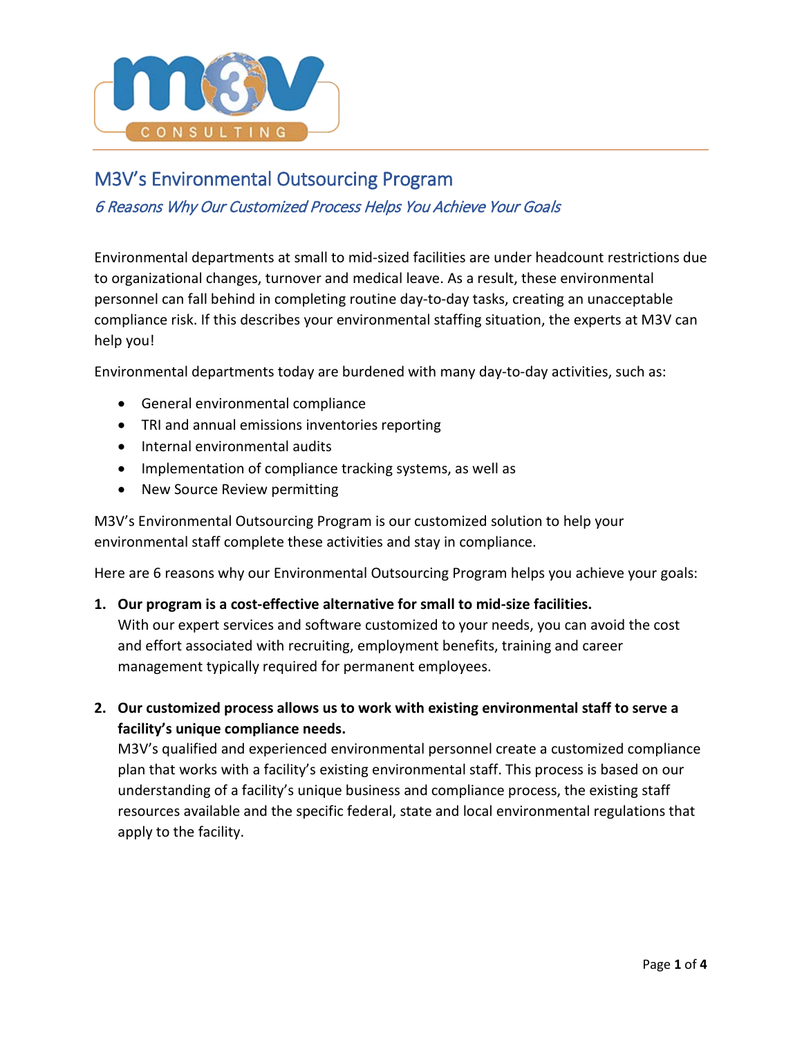# M3V's Environmental Outsourcing Program

## *6 Reasons Why Our Customized Process Helps You Achieve Your Goals*

Environmental departments at small to mid-sized facilities are under headcount restrictions due to organizational changes, turnover and medical leave. As a result, these environmental personnel can fall behind in completing routine day-to-day tasks, creating an unacceptable compliance risk. If this describes your environmental staffing situation, the experts at M3V can help you!

Environmental departments today are burdened with many day-to-day activities, such as:

- General environmental compliance
- TRI and annual emissions inventories reporting
- Internal environmental audits
- Implementation of compliance tracking systems, as well as
- New Source Review permitting

M3V's Environmental Outsourcing Program is our customized solution to help your environmental staff complete these activities and stay in compliance.

Here are 6 reasons why our Environmental Outsourcing Program helps you achieve your goals:

1. **Our program is a cost-effective alternative for small to mid-size facilities.**
   With our expert services and software customized to your needs, you can avoid the cost and effort associated with recruiting, employment benefits, training and career management typically required for permanent employees.

2. **Our customized process allows us to work with existing environmental staff to serve a facility's unique compliance needs.**
   M3V's qualified and experienced environmental personnel create a customized compliance plan that works with a facility's existing environmental staff. This process is based on our understanding of a facility's unique business and compliance process, the existing staff resources available and the specific federal, state and local environmental regulations that apply to the facility.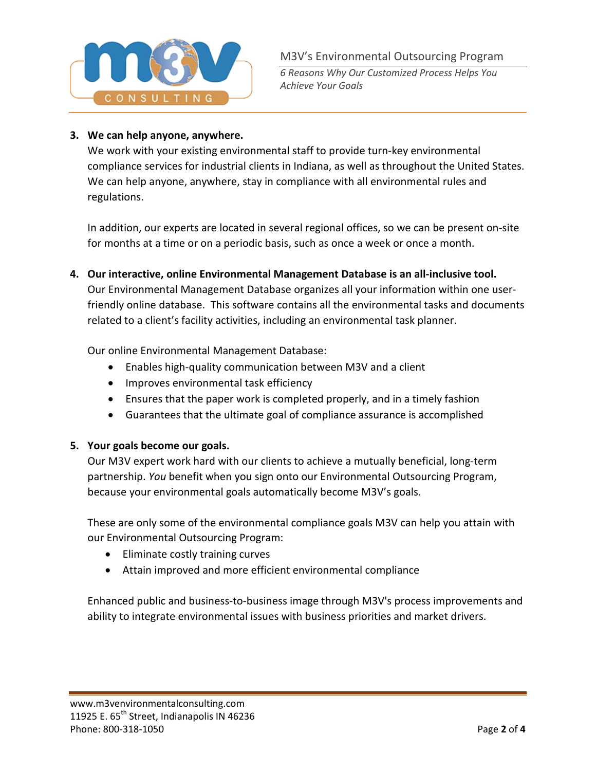3. **We can help anyone, anywhere.**

   We work with your existing environmental staff to provide turn-key environmental compliance services for industrial clients in Indiana, as well as throughout the United States. We can help anyone, anywhere, stay in compliance with all environmental rules and regulations.

   In addition, our experts are located in several regional offices, so we can be present on-site for months at a time or on a periodic basis, such as once a week or once a month.

4. **Our interactive, online Environmental Management Database is an all-inclusive tool.**

   Our Environmental Management Database organizes all your information within one user-friendly online database. This software contains all the environmental tasks and documents related to a client's facility activities, including an environmental task planner.

   Our online Environmental Management Database:

   - Enables high-quality communication between M3V and a client
   - Improves environmental task efficiency
   - Ensures that the paper work is completed properly, and in a timely fashion
   - Guarantees that the ultimate goal of compliance assurance is accomplished

5. **Your goals become our goals.**

   Our M3V expert work hard with our clients to achieve a mutually beneficial, long-term partnership. *You* benefit when you sign onto our Environmental Outsourcing Program, because your environmental goals automatically become M3V's goals.

   These are only some of the environmental compliance goals M3V can help you attain with our Environmental Outsourcing Program:

   - Eliminate costly training curves
   - Attain improved and more efficient environmental compliance

   Enhanced public and business-to-business image through M3V's process improvements and ability to integrate environmental issues with business priorities and market drivers.

www.m3venvironmentalconsulting.com
11925 E. 65th Street, Indianapolis IN 46236
Phone: 800-318-1050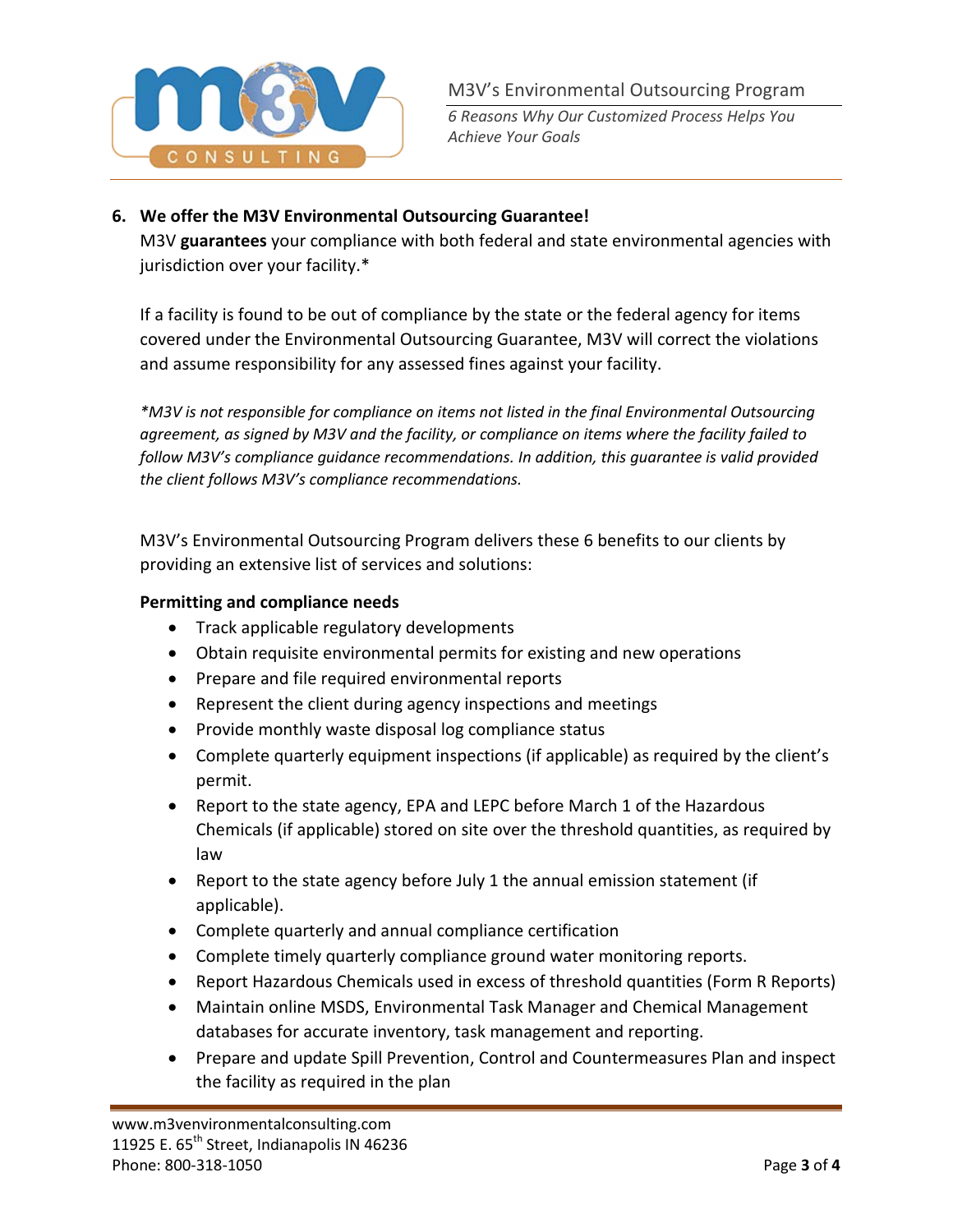6. **We offer the M3V Environmental Outsourcing Guarantee!**

   M3V **guarantees** your compliance with both federal and state environmental agencies with jurisdiction over your facility.*

   If a facility is found to be out of compliance by the state or the federal agency for items covered under the Environmental Outsourcing Guarantee, M3V will correct the violations and assume responsibility for any assessed fines against your facility.

   *\*M3V is not responsible for compliance on items not listed in the final Environmental Outsourcing agreement, as signed by M3V and the facility, or compliance on items where the facility failed to follow M3V's compliance guidance recommendations. In addition, this guarantee is valid provided the client follows M3V's compliance recommendations.*

M3V's Environmental Outsourcing Program delivers these 6 benefits to our clients by providing an extensive list of services and solutions:

**Permitting and compliance needs**

- Track applicable regulatory developments
- Obtain requisite environmental permits for existing and new operations
- Prepare and file required environmental reports
- Represent the client during agency inspections and meetings
- Provide monthly waste disposal log compliance status
- Complete quarterly equipment inspections (if applicable) as required by the client's permit.
- Report to the state agency, EPA and LEPC before March 1 of the Hazardous Chemicals (if applicable) stored on site over the threshold quantities, as required by law
- Report to the state agency before July 1 the annual emission statement (if applicable).
- Complete quarterly and annual compliance certification
- Complete timely quarterly compliance ground water monitoring reports.
- Report Hazardous Chemicals used in excess of threshold quantities (Form R Reports)
- Maintain online MSDS, Environmental Task Manager and Chemical Management databases for accurate inventory, task management and reporting.
- Prepare and update Spill Prevention, Control and Countermeasures Plan and inspect the facility as required in the plan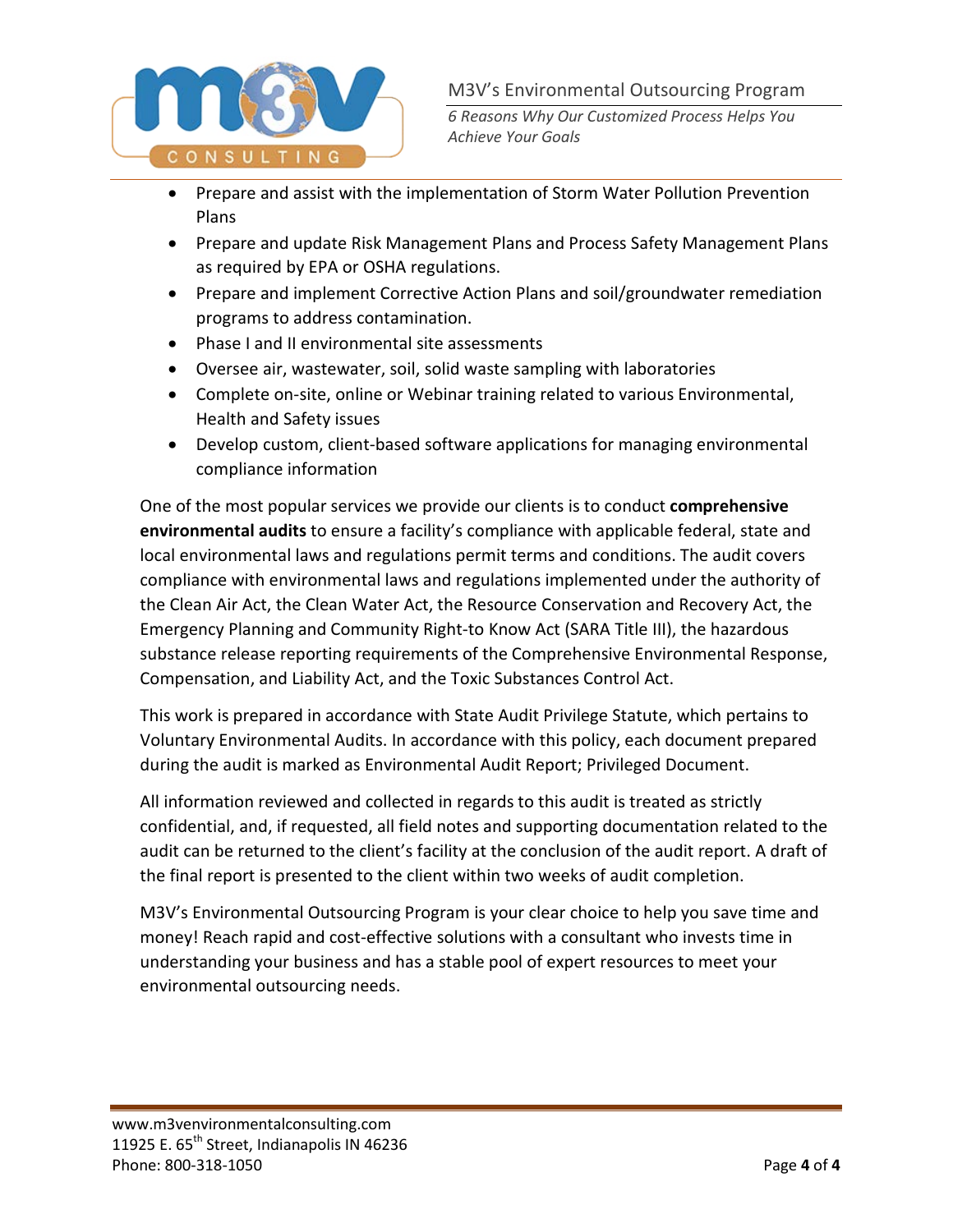- Prepare and assist with the implementation of Storm Water Pollution Prevention Plans
- Prepare and update Risk Management Plans and Process Safety Management Plans as required by EPA or OSHA regulations.
- Prepare and implement Corrective Action Plans and soil/groundwater remediation programs to address contamination.
- Phase I and II environmental site assessments
- Oversee air, wastewater, soil, solid waste sampling with laboratories
- Complete on-site, online or Webinar training related to various Environmental, Health and Safety issues
- Develop custom, client-based software applications for managing environmental compliance information

One of the most popular services we provide our clients is to conduct **comprehensive environmental audits** to ensure a facility's compliance with applicable federal, state and local environmental laws and regulations permit terms and conditions. The audit covers compliance with environmental laws and regulations implemented under the authority of the Clean Air Act, the Clean Water Act, the Resource Conservation and Recovery Act, the Emergency Planning and Community Right-to Know Act (SARA Title III), the hazardous substance release reporting requirements of the Comprehensive Environmental Response, Compensation, and Liability Act, and the Toxic Substances Control Act.

This work is prepared in accordance with State Audit Privilege Statute, which pertains to Voluntary Environmental Audits. In accordance with this policy, each document prepared during the audit is marked as Environmental Audit Report; Privileged Document.

All information reviewed and collected in regards to this audit is treated as strictly confidential, and, if requested, all field notes and supporting documentation related to the audit can be returned to the client's facility at the conclusion of the audit report. A draft of the final report is presented to the client within two weeks of audit completion.

M3V's Environmental Outsourcing Program is your clear choice to help you save time and money! Reach rapid and cost-effective solutions with a consultant who invests time in understanding your business and has a stable pool of expert resources to meet your environmental outsourcing needs.

www.m3venvironmentalconsulting.com
11925 E. 65th Street, Indianapolis IN 46236
Phone: 800-318-1050